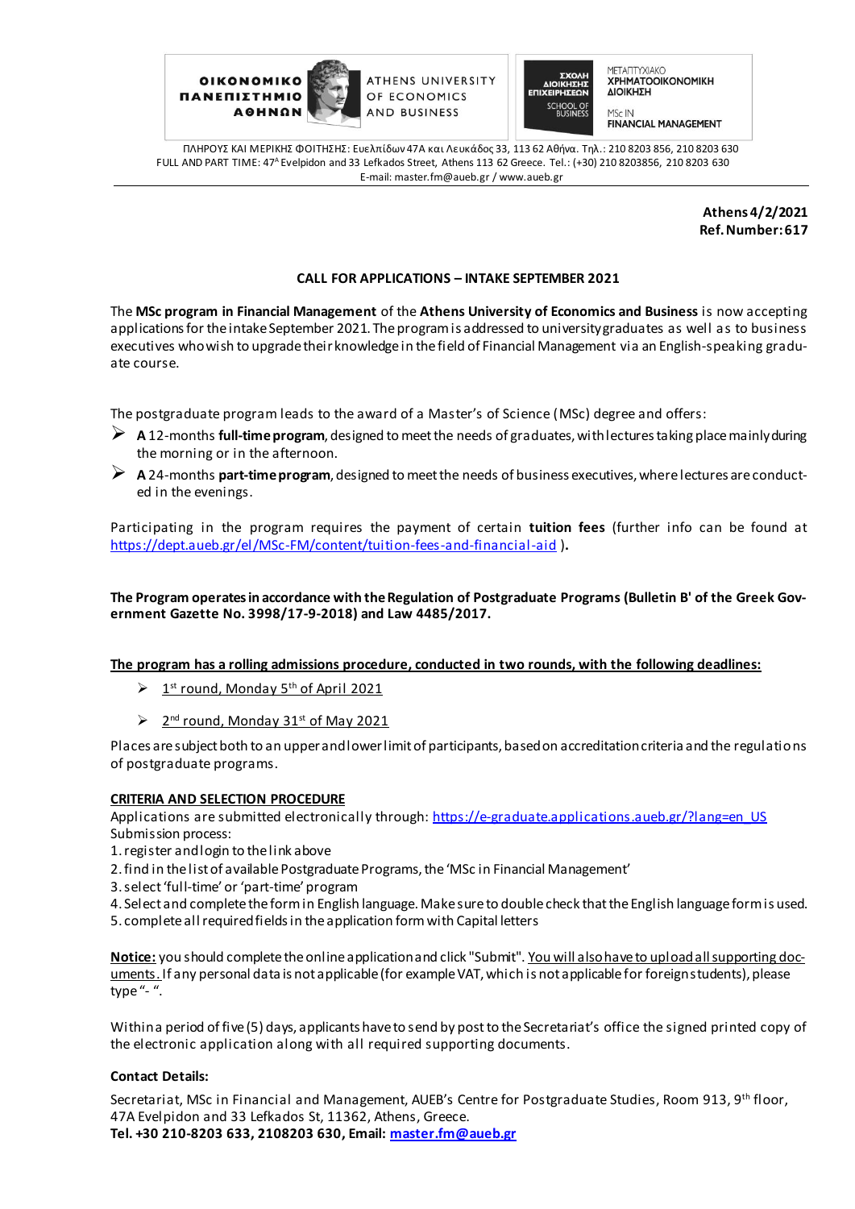ΟΙΚΟΝΟΜΙΚΟ ΠΑΝΕΠΙΣΤΗΜΙΟ ΑΘΗΝΩΝ — ATHENS UNIVERSITY OF ECONOMICS AND BUSINESS

ΣΧΟΛΗ ΔΙΟΙΚΗΣΗΣ ΕΠΙΧΕΙΡΗΣΕΩΝ — SCHOOL OF BUSINESS

ΜΕΤΑΠΤΥΧΙΑΚΟ ΧΡΗΜΑΤΟΟΙΚΟΝΟΜΙΚΗ ΔΙΟΙΚΗΣΗ — MSc IN FINANCIAL MANAGEMENT

ΠΛΗΡΟΥΣ ΚΑΙ ΜΕΡΙΚΗΣ ΦΟΙΤΗΣΗΣ: Ευελπίδων 47Α και Λευκάδος 33, 113 62 Αθήνα. Τηλ.: 210 8203 856, 210 8203 630
FULL AND PART TIME: 47A Evelpidon and 33 Lefkados Street, Athens 113 62 Greece. Tel.: (+30) 210 8203856, 210 8203 630
E-mail: master.fm@aueb.gr / www.aueb.gr

---

**Athens 4/2/2021**
**Ref. Number: 617**

**CALL FOR APPLICATIONS – INTAKE SEPTEMBER 2021**

The **MSc program in Financial Management** of the **Athens University of Economics and Business** is now accepting applications for the intake September 2021. The program is addressed to university graduates as well as to business executives who wish to upgrade their knowledge in the field of Financial Management via an English-speaking graduate course.

The postgraduate program leads to the award of a Master's of Science (MSc) degree and offers:

- **A** 12-months **full-time program**, designed to meet the needs of graduates, with lectures taking place mainly during the morning or in the afternoon.
- **A** 24-months **part-time program**, designed to meet the needs of business executives, where lectures are conducted in the evenings.

Participating in the program requires the payment of certain **tuition fees** (further info can be found at https://dept.aueb.gr/el/MSc-FM/content/tuition-fees-and-financial-aid ).

**The Program operates in accordance with the Regulation of Postgraduate Programs (Bulletin B' of the Greek Government Gazette No. 3998/17-9-2018) and Law 4485/2017.**

**The program has a rolling admissions procedure, conducted in two rounds, with the following deadlines:**

- 1st round, Monday 5th of April 2021
- 2nd round, Monday 31st of May 2021

Places are subject both to an upper and lower limit of participants, based on accreditation criteria and the regulations of postgraduate programs.

**CRITERIA AND SELECTION PROCEDURE**

Applications are submitted electronically through: https://e-graduate.applications.aueb.gr/?lang=en_US
Submission process:

1. register and login to the link above
2. find in the list of available Postgraduate Programs, the 'MSc in Financial Management'
3. select 'full-time' or 'part-time' program
4. Select and complete the form in English language. Make sure to double check that the English language form is used.
5. complete all required fields in the application form with Capital letters

**Notice:** you should complete the online application and click "Submit". You will also have to upload all supporting documents. If any personal data is not applicable (for example VAT, which is not applicable for foreign students), please type "- ".

Within a period of five (5) days, applicants have to send by post to the Secretariat's office the signed printed copy of the electronic application along with all required supporting documents.

**Contact Details:**

Secretariat, MSc in Financial and Management, AUEB's Centre for Postgraduate Studies, Room 913, 9th floor, 47A Evelpidon and 33 Lefkados St, 11362, Athens, Greece.
**Tel. +30 210-8203 633, 2108203 630, Email: master.fm@aueb.gr**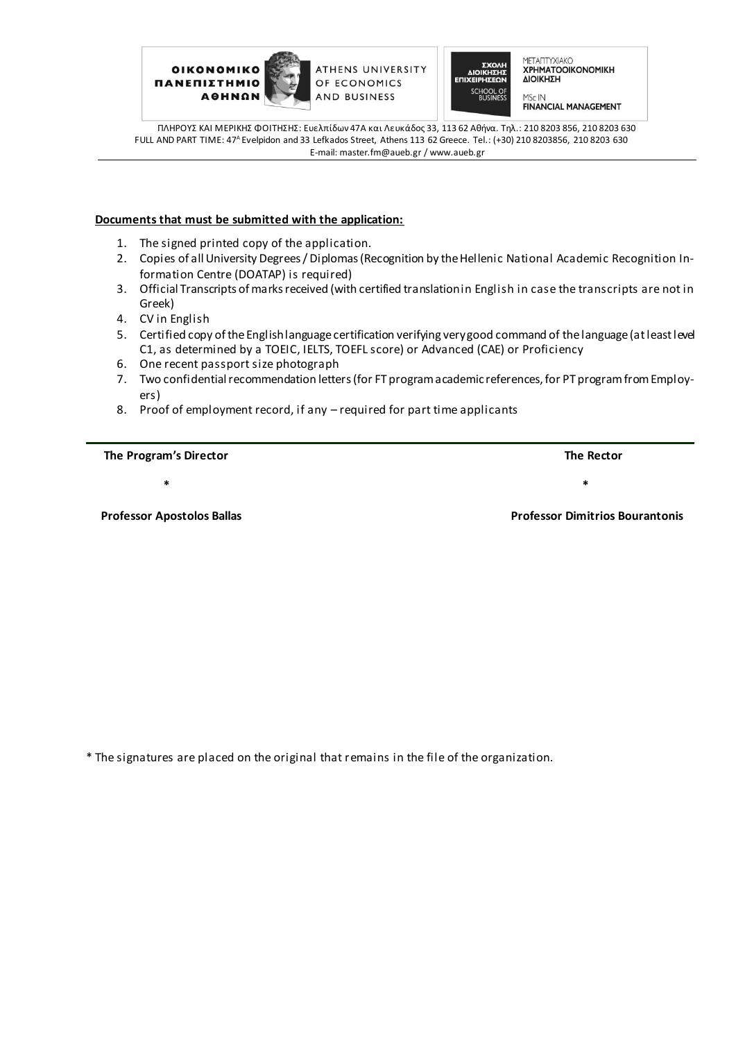**Documents that must be submitted with the application:**

1. The signed printed copy of the application.
2. Copies of all University Degrees / Diplomas (Recognition by the Hellenic National Academic Recognition Information Centre (DOATAP) is required)
3. Official Transcripts of marks received (with certified translation in English in case the transcripts are not in Greek)
4. CV in English
5. Certified copy of the English language certification verifying very good command of the language (at least level C1, as determined by a TOEIC, IELTS, TOEFL score) or Advanced (CAE) or Proficiency
6. One recent passport size photograph
7. Two confidential recommendation letters (for FT program academic references, for PT program from Employers)
8. Proof of employment record, if any – required for part time applicants

---

| | |
|---|---|
| **The Program's Director** | **The Rector** |
| * | * |
| **Professor Apostolos Ballas** | **Professor Dimitrios Bourantonis** |

\* The signatures are placed on the original that remains in the file of the organization.